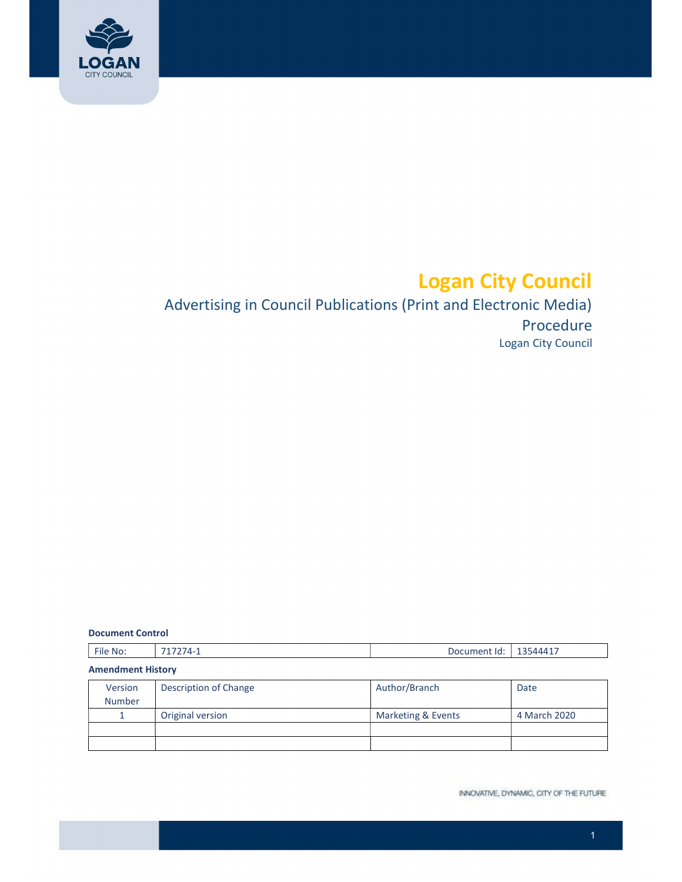# Logan City Council

## Advertising in Council Publications (Print and Electronic Media) Procedure

Logan City Council

**Document Control**

| File No: | 717274-1 | Document Id: | 13544417 |
|---|---|---|---|

**Amendment History**

| Version Number | Description of Change | Author/Branch | Date |
|---|---|---|---|
| 1 | Original version | Marketing & Events | 4 March 2020 |
| | | | |
| | | | |

INNOVATIVE, DYNAMIC, CITY OF THE FUTURE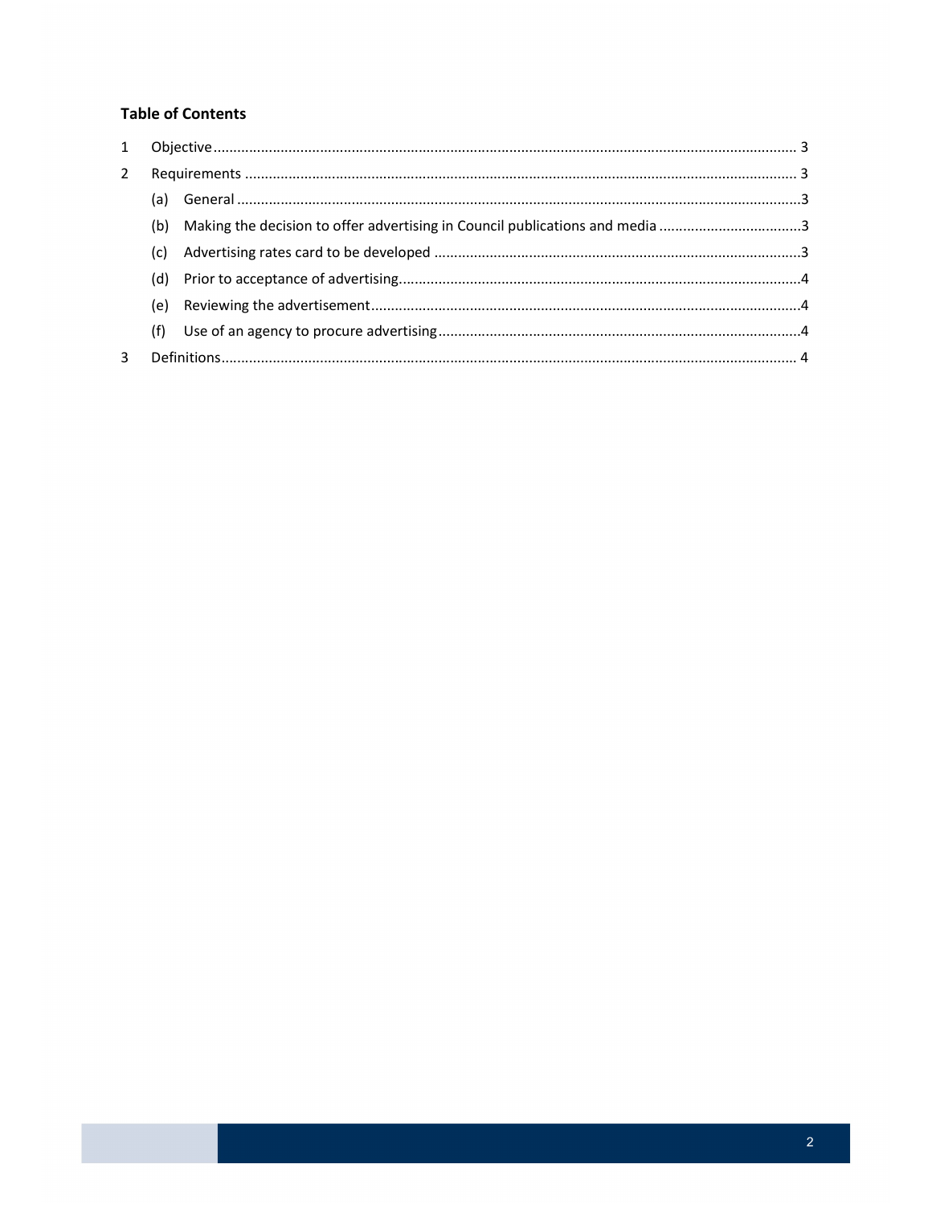**Table of Contents**

1 Objective ..... 3

2 Requirements ..... 3

(a) General ..... 3

(b) Making the decision to offer advertising in Council publications and media ..... 3

(c) Advertising rates card to be developed ..... 3

(d) Prior to acceptance of advertising ..... 4

(e) Reviewing the advertisement ..... 4

(f) Use of an agency to procure advertising ..... 4

3 Definitions ..... 4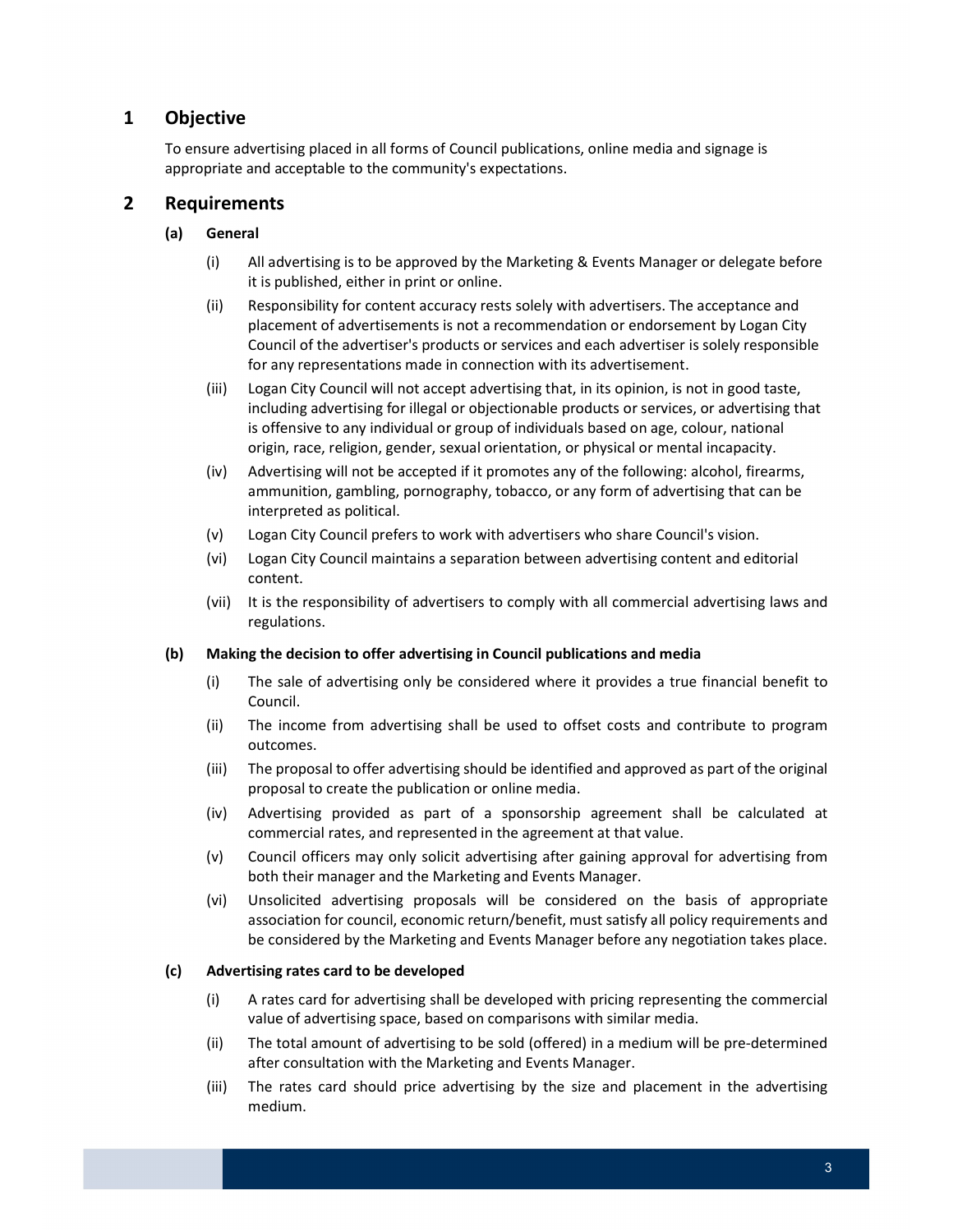## 1 Objective

To ensure advertising placed in all forms of Council publications, online media and signage is appropriate and acceptable to the community's expectations.

## 2 Requirements

### (a) General

(i) All advertising is to be approved by the Marketing & Events Manager or delegate before it is published, either in print or online.

(ii) Responsibility for content accuracy rests solely with advertisers. The acceptance and placement of advertisements is not a recommendation or endorsement by Logan City Council of the advertiser's products or services and each advertiser is solely responsible for any representations made in connection with its advertisement.

(iii) Logan City Council will not accept advertising that, in its opinion, is not in good taste, including advertising for illegal or objectionable products or services, or advertising that is offensive to any individual or group of individuals based on age, colour, national origin, race, religion, gender, sexual orientation, or physical or mental incapacity.

(iv) Advertising will not be accepted if it promotes any of the following: alcohol, firearms, ammunition, gambling, pornography, tobacco, or any form of advertising that can be interpreted as political.

(v) Logan City Council prefers to work with advertisers who share Council's vision.

(vi) Logan City Council maintains a separation between advertising content and editorial content.

(vii) It is the responsibility of advertisers to comply with all commercial advertising laws and regulations.

### (b) Making the decision to offer advertising in Council publications and media

(i) The sale of advertising only be considered where it provides a true financial benefit to Council.

(ii) The income from advertising shall be used to offset costs and contribute to program outcomes.

(iii) The proposal to offer advertising should be identified and approved as part of the original proposal to create the publication or online media.

(iv) Advertising provided as part of a sponsorship agreement shall be calculated at commercial rates, and represented in the agreement at that value.

(v) Council officers may only solicit advertising after gaining approval for advertising from both their manager and the Marketing and Events Manager.

(vi) Unsolicited advertising proposals will be considered on the basis of appropriate association for council, economic return/benefit, must satisfy all policy requirements and be considered by the Marketing and Events Manager before any negotiation takes place.

### (c) Advertising rates card to be developed

(i) A rates card for advertising shall be developed with pricing representing the commercial value of advertising space, based on comparisons with similar media.

(ii) The total amount of advertising to be sold (offered) in a medium will be pre-determined after consultation with the Marketing and Events Manager.

(iii) The rates card should price advertising by the size and placement in the advertising medium.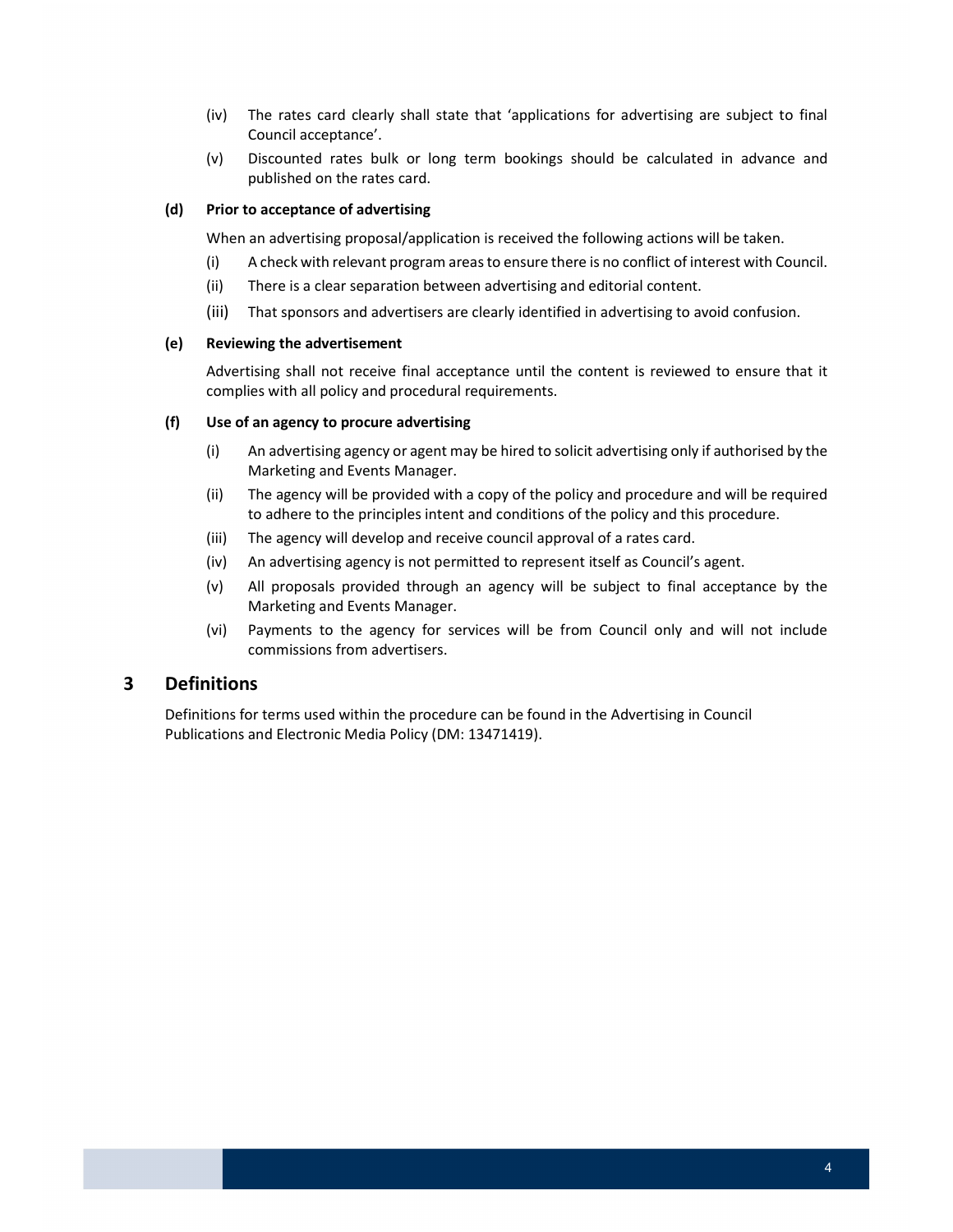(iv) The rates card clearly shall state that 'applications for advertising are subject to final Council acceptance'.

(v) Discounted rates bulk or long term bookings should be calculated in advance and published on the rates card.

**(d) Prior to acceptance of advertising**

When an advertising proposal/application is received the following actions will be taken.

(i) A check with relevant program areas to ensure there is no conflict of interest with Council.

(ii) There is a clear separation between advertising and editorial content.

(iii) That sponsors and advertisers are clearly identified in advertising to avoid confusion.

**(e) Reviewing the advertisement**

Advertising shall not receive final acceptance until the content is reviewed to ensure that it complies with all policy and procedural requirements.

**(f) Use of an agency to procure advertising**

(i) An advertising agency or agent may be hired to solicit advertising only if authorised by the Marketing and Events Manager.

(ii) The agency will be provided with a copy of the policy and procedure and will be required to adhere to the principles intent and conditions of the policy and this procedure.

(iii) The agency will develop and receive council approval of a rates card.

(iv) An advertising agency is not permitted to represent itself as Council's agent.

(v) All proposals provided through an agency will be subject to final acceptance by the Marketing and Events Manager.

(vi) Payments to the agency for services will be from Council only and will not include commissions from advertisers.

## 3 Definitions

Definitions for terms used within the procedure can be found in the Advertising in Council Publications and Electronic Media Policy (DM: 13471419).